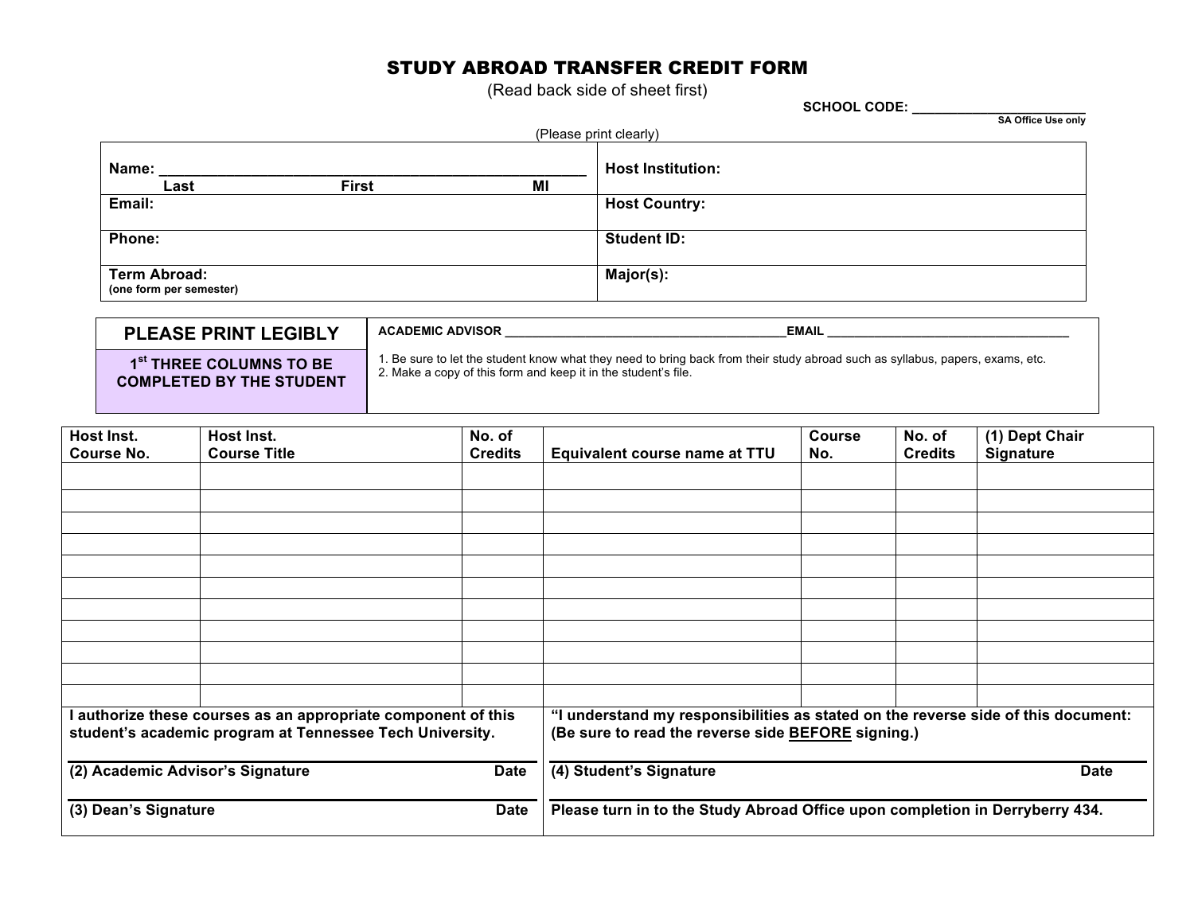# STUDY ABROAD TRANSFER CREDIT FORM

(Read back side of sheet first)

**SCHOOL CODE:** ________________________
**SA Office Use only**

(Please print clearly)

| | |
|---|---|
| **Name:** ______________________________________________ **Last** **First** **MI** | **Host Institution:** |
| **Email:** | **Host Country:** |
| **Phone:** | **Student ID:** |
| **Term Abroad:** **(one form per semester)** | **Major(s):** |

| | |
|---|---|
| **PLEASE PRINT LEGIBLY** | **ACADEMIC ADVISOR** ________________________________________ **EMAIL** __________________________________ |
| **1st THREE COLUMNS TO BE COMPLETED BY THE STUDENT** | 1. Be sure to let the student know what they need to bring back from their study abroad such as syllabus, papers, exams, etc.<br>2. Make a copy of this form and keep it in the student's file. |

| Host Inst. Course No. | Host Inst. Course Title | No. of Credits | Equivalent course name at TTU | Course No. | No. of Credits | (1) Dept Chair Signature |
|---|---|---|---|---|---|---|
| | | | | | | |
| | | | | | | |
| | | | | | | |
| | | | | | | |
| | | | | | | |
| | | | | | | |
| | | | | | | |
| | | | | | | |
| | | | | | | |
| | | | | | | |

**I authorize these courses as an appropriate component of this student's academic program at Tennessee Tech University.**

**(2) Academic Advisor's Signature** **Date**

**(3) Dean's Signature** **Date**

**"I understand my responsibilities as stated on the reverse side of this document: (Be sure to read the reverse side BEFORE signing.)**

**(4) Student's Signature** **Date**

**Please turn in to the Study Abroad Office upon completion in Derryberry 434.**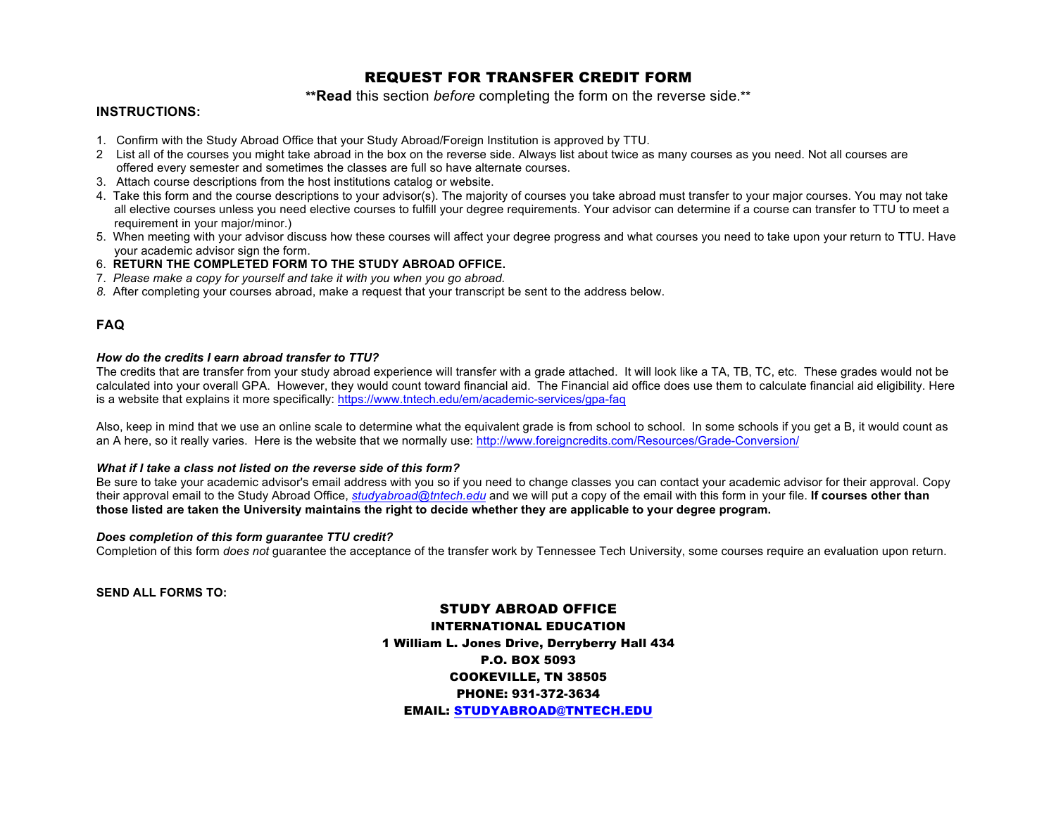# REQUEST FOR TRANSFER CREDIT FORM

**\*\*Read** this section *before* completing the form on the reverse side.\*\*

**INSTRUCTIONS:**

1. Confirm with the Study Abroad Office that your Study Abroad/Foreign Institution is approved by TTU.
2. List all of the courses you might take abroad in the box on the reverse side. Always list about twice as many courses as you need. Not all courses are offered every semester and sometimes the classes are full so have alternate courses.
3. Attach course descriptions from the host institutions catalog or website.
4. Take this form and the course descriptions to your advisor(s). The majority of courses you take abroad must transfer to your major courses. You may not take all elective courses unless you need elective courses to fulfill your degree requirements. Your advisor can determine if a course can transfer to TTU to meet a requirement in your major/minor.)
5. When meeting with your advisor discuss how these courses will affect your degree progress and what courses you need to take upon your return to TTU. Have your academic advisor sign the form.
6. **RETURN THE COMPLETED FORM TO THE STUDY ABROAD OFFICE.**
7. *Please make a copy for yourself and take it with you when you go abroad.*
8. After completing your courses abroad, make a request that your transcript be sent to the address below.

## FAQ

***How do the credits I earn abroad transfer to TTU?***

The credits that are transfer from your study abroad experience will transfer with a grade attached. It will look like a TA, TB, TC, etc. These grades would not be calculated into your overall GPA. However, they would count toward financial aid. The Financial aid office does use them to calculate financial aid eligibility. Here is a website that explains it more specifically: https://www.tntech.edu/em/academic-services/gpa-faq

Also, keep in mind that we use an online scale to determine what the equivalent grade is from school to school. In some schools if you get a B, it would count as an A here, so it really varies. Here is the website that we normally use: http://www.foreigncredits.com/Resources/Grade-Conversion/

***What if I take a class not listed on the reverse side of this form?***

Be sure to take your academic advisor's email address with you so if you need to change classes you can contact your academic advisor for their approval. Copy their approval email to the Study Abroad Office, *studyabroad@tntech.edu* and we will put a copy of the email with this form in your file. **If courses other than those listed are taken the University maintains the right to decide whether they are applicable to your degree program.**

***Does completion of this form guarantee TTU credit?***

Completion of this form *does not* guarantee the acceptance of the transfer work by Tennessee Tech University, some courses require an evaluation upon return.

**SEND ALL FORMS TO:**

**STUDY ABROAD OFFICE**
**INTERNATIONAL EDUCATION**
**1 William L. Jones Drive, Derryberry Hall 434**
**P.O. BOX 5093**
**COOKEVILLE, TN 38505**
**PHONE: 931-372-3634**
**EMAIL: STUDYABROAD@TNTECH.EDU**